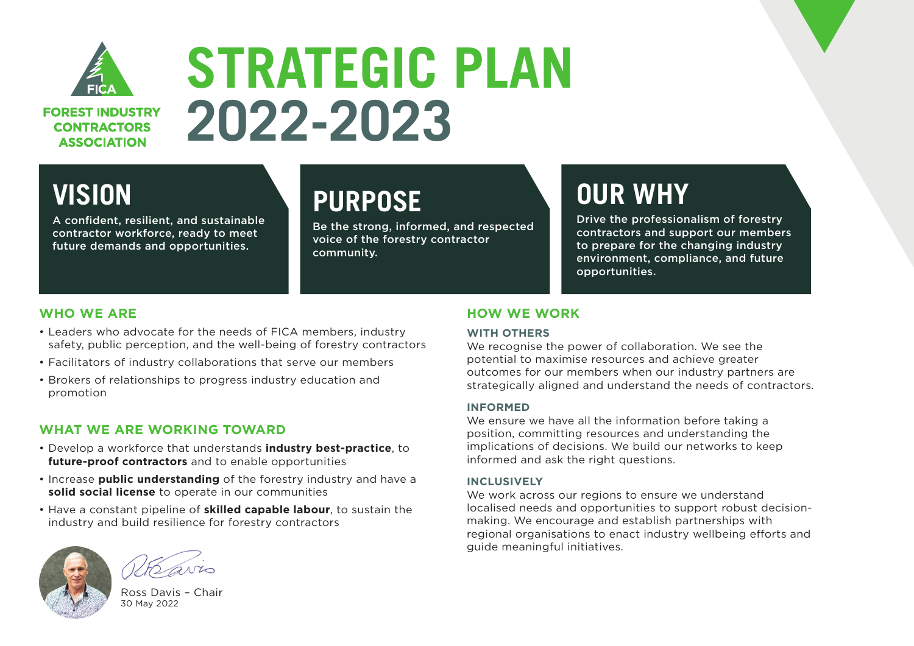FOREST INDUSTRY CONTRACTORS ASSOCIATION

# STRATEGIC PLAN 2022-2023

## VISION

A confident, resilient, and sustainable contractor workforce, ready to meet future demands and opportunities.

## PURPOSE

Be the strong, informed, and respected voice of the forestry contractor community.

## OUR WHY

Drive the professionalism of forestry contractors and support our members to prepare for the changing industry environment, compliance, and future opportunities.

### WHO WE ARE

- Leaders who advocate for the needs of FICA members, industry safety, public perception, and the well-being of forestry contractors
- Facilitators of industry collaborations that serve our members
- Brokers of relationships to progress industry education and promotion

### WHAT WE ARE WORKING TOWARD

- Develop a workforce that understands **industry best-practice**, to **future-proof contractors** and to enable opportunities
- Increase **public understanding** of the forestry industry and have a **solid social license** to operate in our communities
- Have a constant pipeline of **skilled capable labour**, to sustain the industry and build resilience for forestry contractors

Ross Davis – Chair
30 May 2022

### HOW WE WORK

**WITH OTHERS**

We recognise the power of collaboration. We see the potential to maximise resources and achieve greater outcomes for our members when our industry partners are strategically aligned and understand the needs of contractors.

**INFORMED**

We ensure we have all the information before taking a position, committing resources and understanding the implications of decisions. We build our networks to keep informed and ask the right questions.

**INCLUSIVELY**

We work across our regions to ensure we understand localised needs and opportunities to support robust decision-making. We encourage and establish partnerships with regional organisations to enact industry wellbeing efforts and guide meaningful initiatives.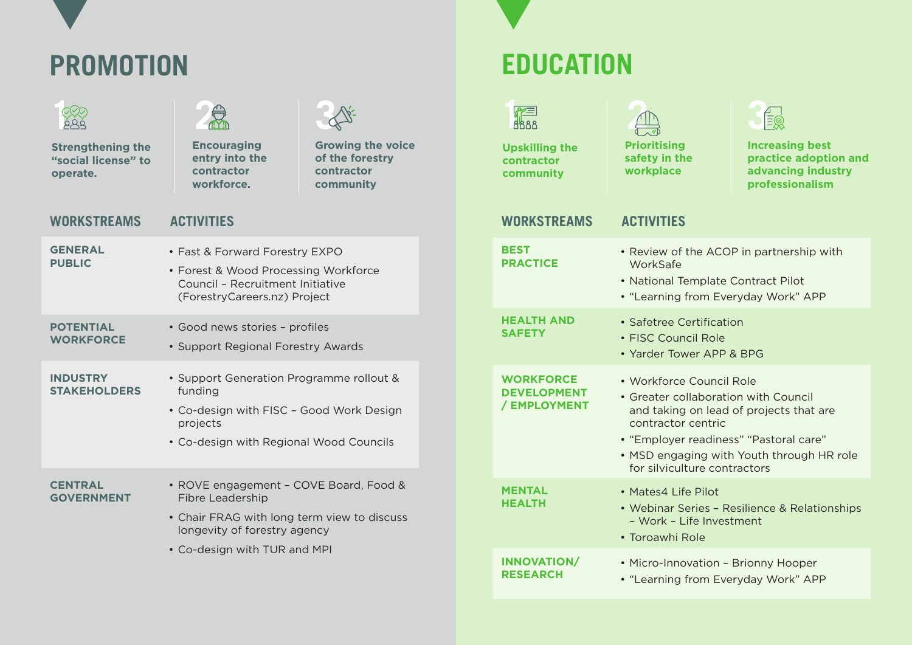# PROMOTION

1. Strengthening the "social license" to operate.
2. Encouraging entry into the contractor workforce.
3. Growing the voice of the forestry contractor community

| WORKSTREAMS | ACTIVITIES |
|---|---|
| GENERAL PUBLIC | • Fast & Forward Forestry EXPO<br>• Forest & Wood Processing Workforce Council – Recruitment Initiative (ForestryCareers.nz) Project |
| POTENTIAL WORKFORCE | • Good news stories – profiles<br>• Support Regional Forestry Awards |
| INDUSTRY STAKEHOLDERS | • Support Generation Programme rollout & funding<br>• Co-design with FISC – Good Work Design projects<br>• Co-design with Regional Wood Councils |
| CENTRAL GOVERNMENT | • ROVE engagement – COVE Board, Food & Fibre Leadership<br>• Chair FRAG with long term view to discuss longevity of forestry agency<br>• Co-design with TUR and MPI |

# EDUCATION

1. Upskilling the contractor community
2. Prioritising safety in the workplace
3. Increasing best practice adoption and advancing industry professionalism

| WORKSTREAMS | ACTIVITIES |
|---|---|
| BEST PRACTICE | • Review of the ACOP in partnership with WorkSafe<br>• National Template Contract Pilot<br>• "Learning from Everyday Work" APP |
| HEALTH AND SAFETY | • Safetree Certification<br>• FISC Council Role<br>• Yarder Tower APP & BPG |
| WORKFORCE DEVELOPMENT / EMPLOYMENT | • Workforce Council Role<br>• Greater collaboration with Council and taking on lead of projects that are contractor centric<br>• "Employer readiness" "Pastoral care"<br>• MSD engaging with Youth through HR role for silviculture contractors |
| MENTAL HEALTH | • Mates4 Life Pilot<br>• Webinar Series – Resilience & Relationships – Work – Life Investment<br>• Toroawhi Role |
| INNOVATION/ RESEARCH | • Micro-Innovation – Brionny Hooper<br>• "Learning from Everyday Work" APP |